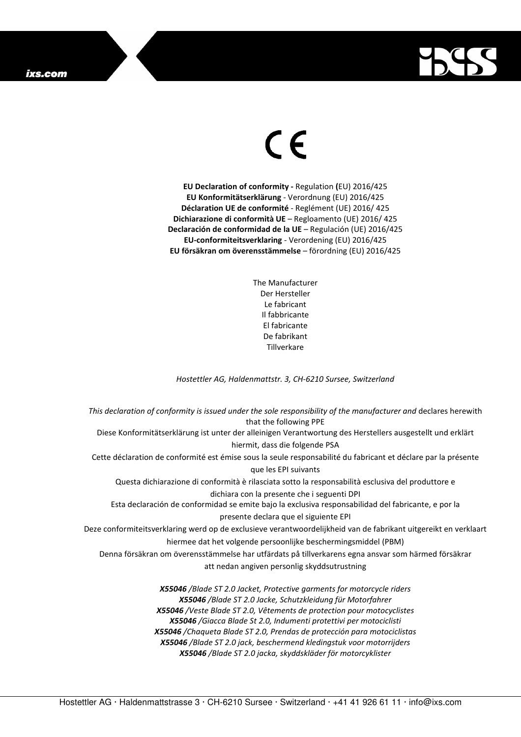CE

**EU Declaration of conformity -** Regulation **(**EU) 2016/425
**EU Konformitätserklärung** - Verordnung (EU) 2016/425
**Déclaration UE de conformité** - Reglément (UE) 2016/ 425
**Dichiarazione di conformità UE** – Regloamento (UE) 2016/ 425
**Declaración de conformidad de la UE** – Regulación (UE) 2016/425
**EU-conformiteitsverklaring** - Verordening (EU) 2016/425
**EU försäkran om överensstämmelse** – förordning (EU) 2016/425

The Manufacturer
Der Hersteller
Le fabricant
Il fabbricante
El fabricante
De fabrikant
Tillverkare

*Hostettler AG, Haldenmattstr. 3, CH-6210 Sursee, Switzerland*

*This declaration of conformity is issued under the sole responsibility of the manufacturer and* declares herewith that the following PPE

Diese Konformitätserklärung ist unter der alleinigen Verantwortung des Herstellers ausgestellt und erklärt hiermit, dass die folgende PSA

Cette déclaration de conformité est émise sous la seule responsabilité du fabricant et déclare par la présente que les EPI suivants

Questa dichiarazione di conformità è rilasciata sotto la responsabilità esclusiva del produttore e dichiara con la presente che i seguenti DPI

Esta declaración de conformidad se emite bajo la exclusiva responsabilidad del fabricante, e por la presente declara que el siguiente EPI

Deze conformiteitsverklaring werd op de exclusieve verantwoordelijkheid van de fabrikant uitgereikt en verklaart hiermee dat het volgende persoonlijke beschermingsmiddel (PBM)

Denna försäkran om överensstämmelse har utfärdats på tillverkarens egna ansvar som härmed försäkrar att nedan angiven personlig skyddsutrustning

***X55046*** */Blade ST 2.0 Jacket, Protective garments for motorcycle riders*
***X55046*** */Blade ST 2.0 Jacke, Schutzkleidung für Motorfahrer*
***X55046*** */Veste Blade ST 2.0, Vêtements de protection pour motocyclistes*
***X55046*** */Giacca Blade St 2.0, Indumenti protettivi per motociclisti*
***X55046*** */Chaqueta Blade ST 2.0, Prendas de protección para motociclistas*
***X55046*** */Blade ST 2.0 jack, beschermend kledingstuk voor motorrijders*
***X55046*** */Blade ST 2.0 jacka, skyddskläder för motorcyklister*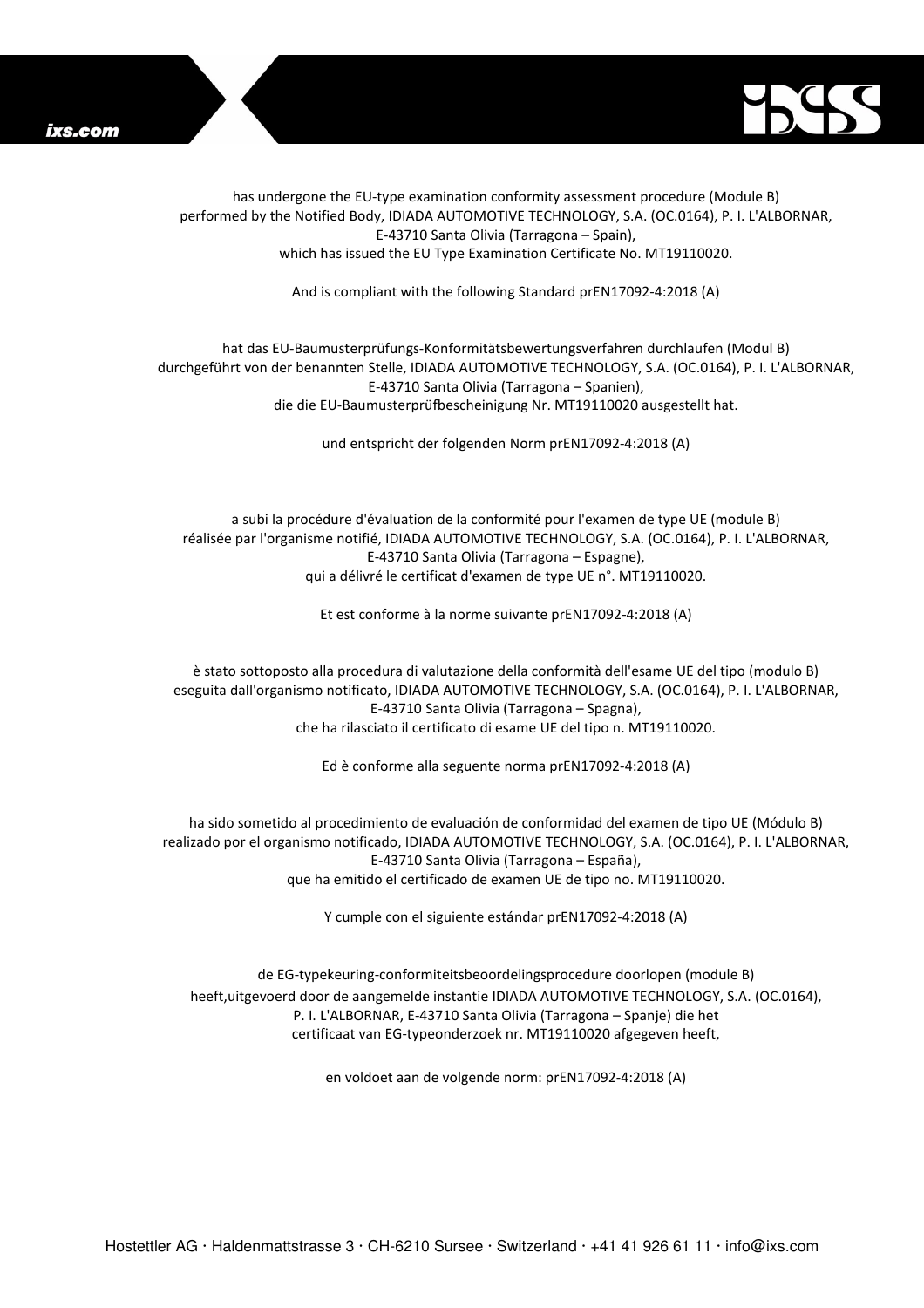has undergone the EU-type examination conformity assessment procedure (Module B)
performed by the Notified Body, IDIADA AUTOMOTIVE TECHNOLOGY, S.A. (OC.0164), P. I. L'ALBORNAR,
E-43710 Santa Olivia (Tarragona – Spain),
which has issued the EU Type Examination Certificate No. MT19110020.

And is compliant with the following Standard prEN17092-4:2018 (A)

hat das EU-Baumusterprüfungs-Konformitätsbewertungsverfahren durchlaufen (Modul B)
durchgeführt von der benannten Stelle, IDIADA AUTOMOTIVE TECHNOLOGY, S.A. (OC.0164), P. I. L'ALBORNAR,
E-43710 Santa Olivia (Tarragona – Spanien),
die die EU-Baumusterprüfbescheinigung Nr. MT19110020 ausgestellt hat.

und entspricht der folgenden Norm prEN17092-4:2018 (A)

a subi la procédure d'évaluation de la conformité pour l'examen de type UE (module B)
réalisée par l'organisme notifié, IDIADA AUTOMOTIVE TECHNOLOGY, S.A. (OC.0164), P. I. L'ALBORNAR,
E-43710 Santa Olivia (Tarragona – Espagne),
qui a délivré le certificat d'examen de type UE n°. MT19110020.

Et est conforme à la norme suivante prEN17092-4:2018 (A)

è stato sottoposto alla procedura di valutazione della conformità dell'esame UE del tipo (modulo B)
eseguita dall'organismo notificato, IDIADA AUTOMOTIVE TECHNOLOGY, S.A. (OC.0164), P. I. L'ALBORNAR,
E-43710 Santa Olivia (Tarragona – Spagna),
che ha rilasciato il certificato di esame UE del tipo n. MT19110020.

Ed è conforme alla seguente norma prEN17092-4:2018 (A)

ha sido sometido al procedimiento de evaluación de conformidad del examen de tipo UE (Módulo B)
realizado por el organismo notificado, IDIADA AUTOMOTIVE TECHNOLOGY, S.A. (OC.0164), P. I. L'ALBORNAR,
E-43710 Santa Olivia (Tarragona – España),
que ha emitido el certificado de examen UE de tipo no. MT19110020.

Y cumple con el siguiente estándar prEN17092-4:2018 (A)

de EG-typekeuring-conformiteitsbeoordelingsprocedure doorlopen (module B)
heeft,uitgevoerd door de aangemelde instantie IDIADA AUTOMOTIVE TECHNOLOGY, S.A. (OC.0164),
P. I. L'ALBORNAR, E-43710 Santa Olivia (Tarragona – Spanje) die het
certificaat van EG-typeonderzoek nr. MT19110020 afgegeven heeft,

en voldoet aan de volgende norm: prEN17092-4:2018 (A)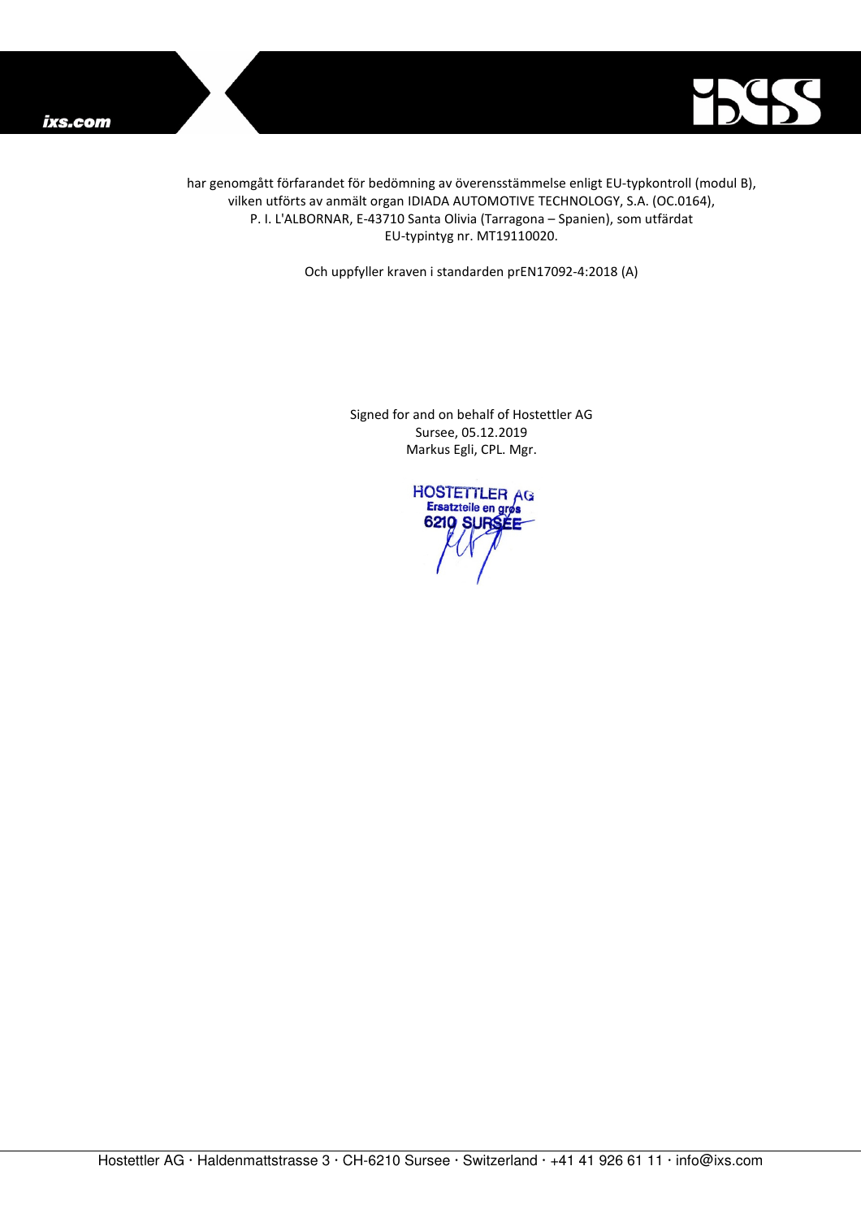har genomgått förfarandet för bedömning av överensstämmelse enligt EU-typkontroll (modul B), vilken utförts av anmält organ IDIADA AUTOMOTIVE TECHNOLOGY, S.A. (OC.0164), P. I. L'ALBORNAR, E-43710 Santa Olivia (Tarragona – Spanien), som utfärdat EU-typintyg nr. MT19110020.

Och uppfyller kraven i standarden prEN17092-4:2018 (A)

Signed for and on behalf of Hostettler AG
Sursee, 05.12.2019
Markus Egli, CPL. Mgr.

HOSTETTLER AG
Ersatzteile en gros
6210 SURSEE